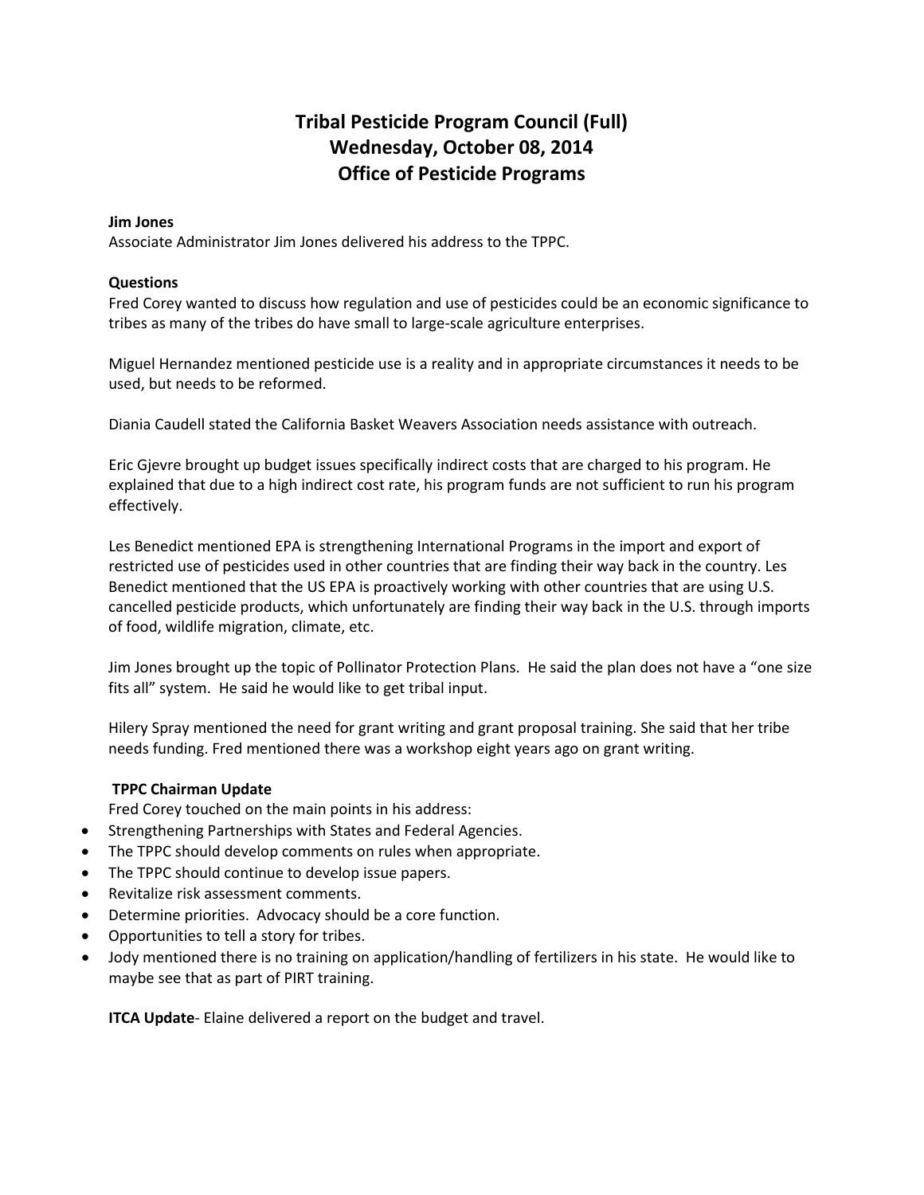# Tribal Pesticide Program Council (Full)
# Wednesday, October 08, 2014
# Office of Pesticide Programs

**Jim Jones**
Associate Administrator Jim Jones delivered his address to the TPPC.

**Questions**
Fred Corey wanted to discuss how regulation and use of pesticides could be an economic significance to tribes as many of the tribes do have small to large-scale agriculture enterprises.

Miguel Hernandez mentioned pesticide use is a reality and in appropriate circumstances it needs to be used, but needs to be reformed.

Diania Caudell stated the California Basket Weavers Association needs assistance with outreach.

Eric Gjevre brought up budget issues specifically indirect costs that are charged to his program. He explained that due to a high indirect cost rate, his program funds are not sufficient to run his program effectively.

Les Benedict mentioned EPA is strengthening International Programs in the import and export of restricted use of pesticides used in other countries that are finding their way back in the country. Les Benedict mentioned that the US EPA is proactively working with other countries that are using U.S. cancelled pesticide products, which unfortunately are finding their way back in the U.S. through imports of food, wildlife migration, climate, etc.

Jim Jones brought up the topic of Pollinator Protection Plans. He said the plan does not have a "one size fits all" system. He said he would like to get tribal input.

Hilery Spray mentioned the need for grant writing and grant proposal training. She said that her tribe needs funding. Fred mentioned there was a workshop eight years ago on grant writing.

**TPPC Chairman Update**
Fred Corey touched on the main points in his address:

- Strengthening Partnerships with States and Federal Agencies.
- The TPPC should develop comments on rules when appropriate.
- The TPPC should continue to develop issue papers.
- Revitalize risk assessment comments.
- Determine priorities. Advocacy should be a core function.
- Opportunities to tell a story for tribes.
- Jody mentioned there is no training on application/handling of fertilizers in his state. He would like to maybe see that as part of PIRT training.

**ITCA Update**- Elaine delivered a report on the budget and travel.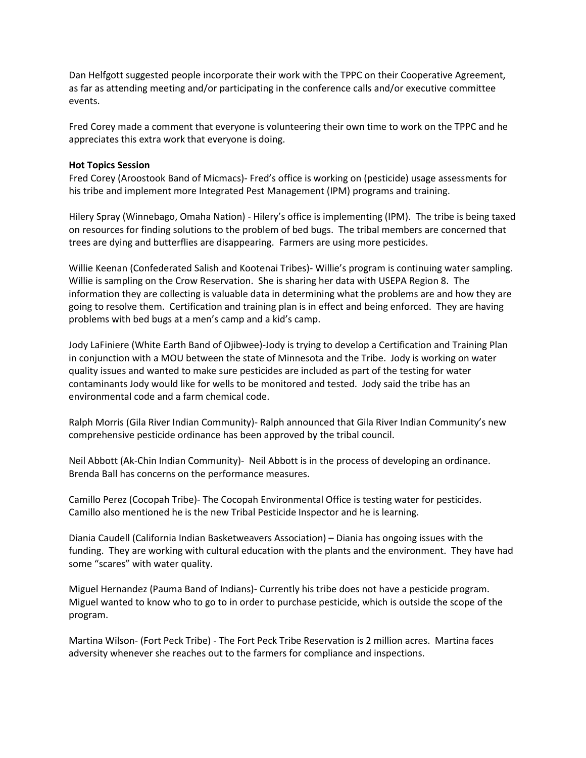Dan Helfgott suggested people incorporate their work with the TPPC on their Cooperative Agreement, as far as attending meeting and/or participating in the conference calls and/or executive committee events.

Fred Corey made a comment that everyone is volunteering their own time to work on the TPPC and he appreciates this extra work that everyone is doing.

**Hot Topics Session**

Fred Corey (Aroostook Band of Micmacs)- Fred's office is working on (pesticide) usage assessments for his tribe and implement more Integrated Pest Management (IPM) programs and training.

Hilery Spray (Winnebago, Omaha Nation) - Hilery's office is implementing (IPM). The tribe is being taxed on resources for finding solutions to the problem of bed bugs. The tribal members are concerned that trees are dying and butterflies are disappearing. Farmers are using more pesticides.

Willie Keenan (Confederated Salish and Kootenai Tribes)- Willie's program is continuing water sampling. Willie is sampling on the Crow Reservation. She is sharing her data with USEPA Region 8. The information they are collecting is valuable data in determining what the problems are and how they are going to resolve them. Certification and training plan is in effect and being enforced. They are having problems with bed bugs at a men's camp and a kid's camp.

Jody LaFiniere (White Earth Band of Ojibwee)-Jody is trying to develop a Certification and Training Plan in conjunction with a MOU between the state of Minnesota and the Tribe. Jody is working on water quality issues and wanted to make sure pesticides are included as part of the testing for water contaminants Jody would like for wells to be monitored and tested. Jody said the tribe has an environmental code and a farm chemical code.

Ralph Morris (Gila River Indian Community)- Ralph announced that Gila River Indian Community's new comprehensive pesticide ordinance has been approved by the tribal council.

Neil Abbott (Ak-Chin Indian Community)- Neil Abbott is in the process of developing an ordinance. Brenda Ball has concerns on the performance measures.

Camillo Perez (Cocopah Tribe)- The Cocopah Environmental Office is testing water for pesticides. Camillo also mentioned he is the new Tribal Pesticide Inspector and he is learning.

Diania Caudell (California Indian Basketweavers Association) – Diania has ongoing issues with the funding. They are working with cultural education with the plants and the environment. They have had some "scares" with water quality.

Miguel Hernandez (Pauma Band of Indians)- Currently his tribe does not have a pesticide program. Miguel wanted to know who to go to in order to purchase pesticide, which is outside the scope of the program.

Martina Wilson- (Fort Peck Tribe) - The Fort Peck Tribe Reservation is 2 million acres. Martina faces adversity whenever she reaches out to the farmers for compliance and inspections.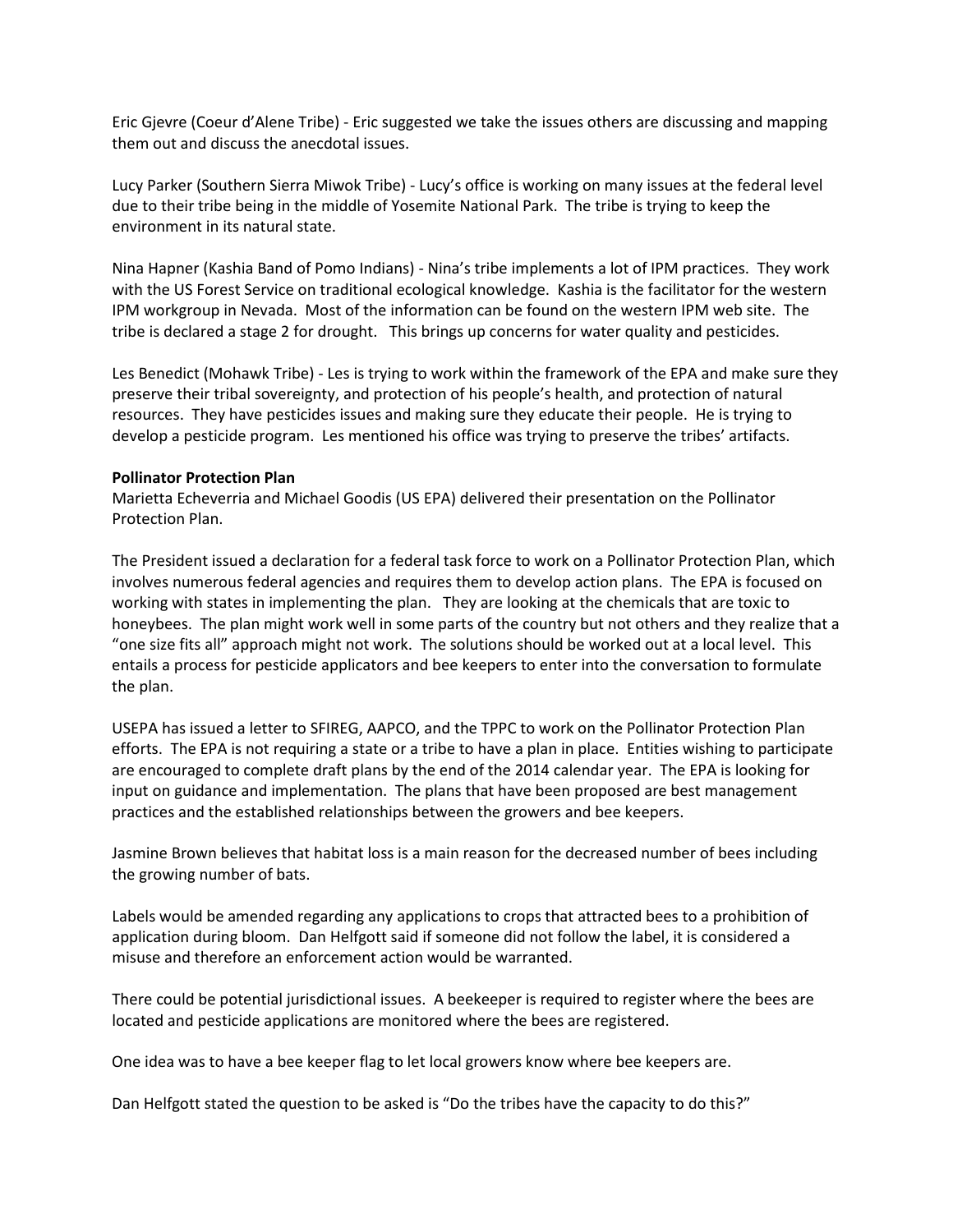Eric Gjevre (Coeur d'Alene Tribe) - Eric suggested we take the issues others are discussing and mapping them out and discuss the anecdotal issues.

Lucy Parker (Southern Sierra Miwok Tribe) - Lucy's office is working on many issues at the federal level due to their tribe being in the middle of Yosemite National Park. The tribe is trying to keep the environment in its natural state.

Nina Hapner (Kashia Band of Pomo Indians) - Nina's tribe implements a lot of IPM practices. They work with the US Forest Service on traditional ecological knowledge. Kashia is the facilitator for the western IPM workgroup in Nevada. Most of the information can be found on the western IPM web site. The tribe is declared a stage 2 for drought. This brings up concerns for water quality and pesticides.

Les Benedict (Mohawk Tribe) - Les is trying to work within the framework of the EPA and make sure they preserve their tribal sovereignty, and protection of his people's health, and protection of natural resources. They have pesticides issues and making sure they educate their people. He is trying to develop a pesticide program. Les mentioned his office was trying to preserve the tribes' artifacts.

**Pollinator Protection Plan**

Marietta Echeverria and Michael Goodis (US EPA) delivered their presentation on the Pollinator Protection Plan.

The President issued a declaration for a federal task force to work on a Pollinator Protection Plan, which involves numerous federal agencies and requires them to develop action plans. The EPA is focused on working with states in implementing the plan. They are looking at the chemicals that are toxic to honeybees. The plan might work well in some parts of the country but not others and they realize that a "one size fits all" approach might not work. The solutions should be worked out at a local level. This entails a process for pesticide applicators and bee keepers to enter into the conversation to formulate the plan.

USEPA has issued a letter to SFIREG, AAPCO, and the TPPC to work on the Pollinator Protection Plan efforts. The EPA is not requiring a state or a tribe to have a plan in place. Entities wishing to participate are encouraged to complete draft plans by the end of the 2014 calendar year. The EPA is looking for input on guidance and implementation. The plans that have been proposed are best management practices and the established relationships between the growers and bee keepers.

Jasmine Brown believes that habitat loss is a main reason for the decreased number of bees including the growing number of bats.

Labels would be amended regarding any applications to crops that attracted bees to a prohibition of application during bloom. Dan Helfgott said if someone did not follow the label, it is considered a misuse and therefore an enforcement action would be warranted.

There could be potential jurisdictional issues. A beekeeper is required to register where the bees are located and pesticide applications are monitored where the bees are registered.

One idea was to have a bee keeper flag to let local growers know where bee keepers are.

Dan Helfgott stated the question to be asked is "Do the tribes have the capacity to do this?"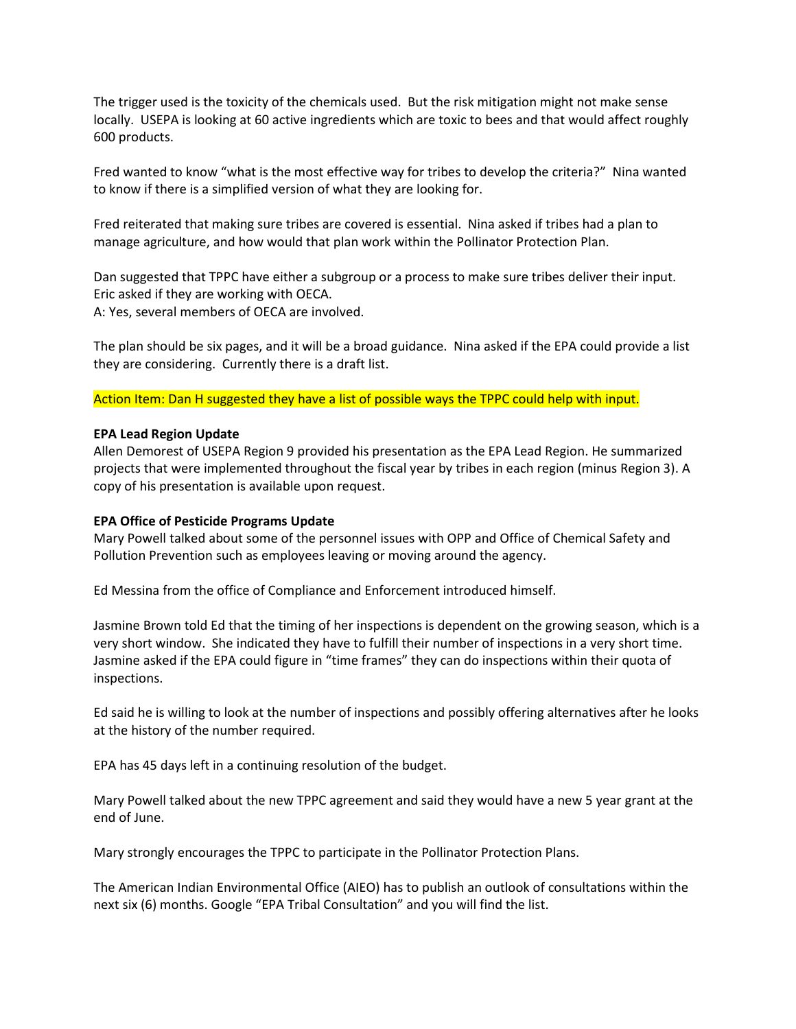The trigger used is the toxicity of the chemicals used. But the risk mitigation might not make sense locally. USEPA is looking at 60 active ingredients which are toxic to bees and that would affect roughly 600 products.

Fred wanted to know "what is the most effective way for tribes to develop the criteria?" Nina wanted to know if there is a simplified version of what they are looking for.

Fred reiterated that making sure tribes are covered is essential. Nina asked if tribes had a plan to manage agriculture, and how would that plan work within the Pollinator Protection Plan.

Dan suggested that TPPC have either a subgroup or a process to make sure tribes deliver their input.
Eric asked if they are working with OECA.
A: Yes, several members of OECA are involved.

The plan should be six pages, and it will be a broad guidance. Nina asked if the EPA could provide a list they are considering. Currently there is a draft list.

Action Item: Dan H suggested they have a list of possible ways the TPPC could help with input.

**EPA Lead Region Update**
Allen Demorest of USEPA Region 9 provided his presentation as the EPA Lead Region. He summarized projects that were implemented throughout the fiscal year by tribes in each region (minus Region 3). A copy of his presentation is available upon request.

**EPA Office of Pesticide Programs Update**
Mary Powell talked about some of the personnel issues with OPP and Office of Chemical Safety and Pollution Prevention such as employees leaving or moving around the agency.

Ed Messina from the office of Compliance and Enforcement introduced himself.

Jasmine Brown told Ed that the timing of her inspections is dependent on the growing season, which is a very short window. She indicated they have to fulfill their number of inspections in a very short time. Jasmine asked if the EPA could figure in "time frames" they can do inspections within their quota of inspections.

Ed said he is willing to look at the number of inspections and possibly offering alternatives after he looks at the history of the number required.

EPA has 45 days left in a continuing resolution of the budget.

Mary Powell talked about the new TPPC agreement and said they would have a new 5 year grant at the end of June.

Mary strongly encourages the TPPC to participate in the Pollinator Protection Plans.

The American Indian Environmental Office (AIEO) has to publish an outlook of consultations within the next six (6) months. Google "EPA Tribal Consultation" and you will find the list.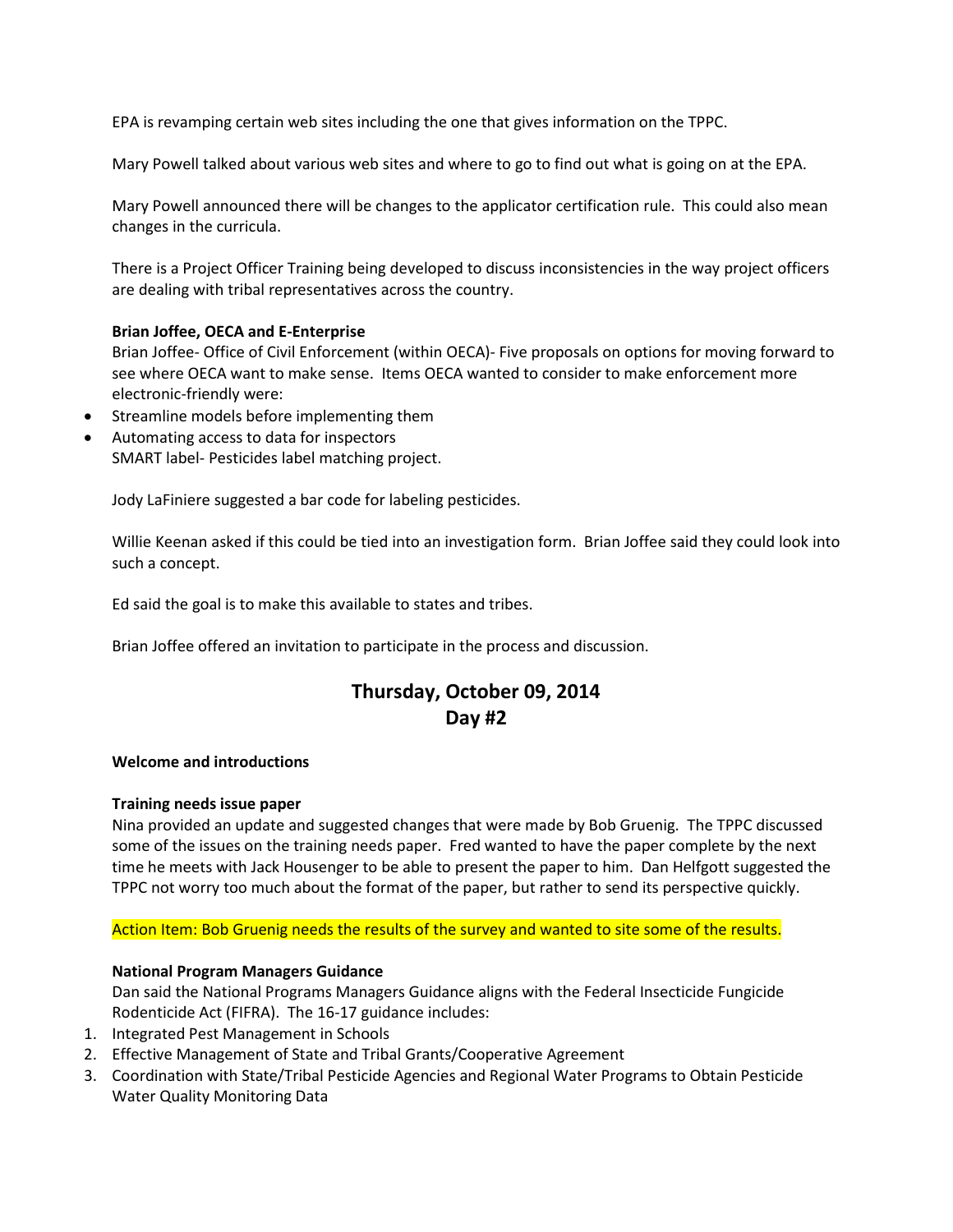EPA is revamping certain web sites including the one that gives information on the TPPC.

Mary Powell talked about various web sites and where to go to find out what is going on at the EPA.

Mary Powell announced there will be changes to the applicator certification rule. This could also mean changes in the curricula.

There is a Project Officer Training being developed to discuss inconsistencies in the way project officers are dealing with tribal representatives across the country.

**Brian Joffee, OECA and E-Enterprise**

Brian Joffee- Office of Civil Enforcement (within OECA)- Five proposals on options for moving forward to see where OECA want to make sense. Items OECA wanted to consider to make enforcement more electronic-friendly were:

- Streamline models before implementing them
- Automating access to data for inspectors

SMART label- Pesticides label matching project.

Jody LaFiniere suggested a bar code for labeling pesticides.

Willie Keenan asked if this could be tied into an investigation form. Brian Joffee said they could look into such a concept.

Ed said the goal is to make this available to states and tribes.

Brian Joffee offered an invitation to participate in the process and discussion.

## Thursday, October 09, 2014
## Day #2

**Welcome and introductions**

**Training needs issue paper**

Nina provided an update and suggested changes that were made by Bob Gruenig. The TPPC discussed some of the issues on the training needs paper. Fred wanted to have the paper complete by the next time he meets with Jack Housenger to be able to present the paper to him. Dan Helfgott suggested the TPPC not worry too much about the format of the paper, but rather to send its perspective quickly.

Action Item: Bob Gruenig needs the results of the survey and wanted to site some of the results.

**National Program Managers Guidance**

Dan said the National Programs Managers Guidance aligns with the Federal Insecticide Fungicide Rodenticide Act (FIFRA). The 16-17 guidance includes:

1. Integrated Pest Management in Schools
2. Effective Management of State and Tribal Grants/Cooperative Agreement
3. Coordination with State/Tribal Pesticide Agencies and Regional Water Programs to Obtain Pesticide Water Quality Monitoring Data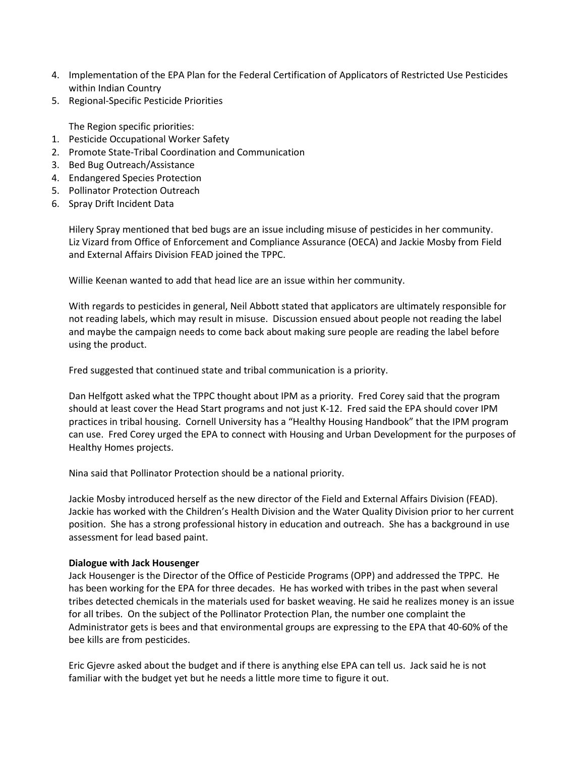4. Implementation of the EPA Plan for the Federal Certification of Applicators of Restricted Use Pesticides within Indian Country
5. Regional-Specific Pesticide Priorities

The Region specific priorities:

1. Pesticide Occupational Worker Safety
2. Promote State-Tribal Coordination and Communication
3. Bed Bug Outreach/Assistance
4. Endangered Species Protection
5. Pollinator Protection Outreach
6. Spray Drift Incident Data

Hilery Spray mentioned that bed bugs are an issue including misuse of pesticides in her community. Liz Vizard from Office of Enforcement and Compliance Assurance (OECA) and Jackie Mosby from Field and External Affairs Division FEAD joined the TPPC.

Willie Keenan wanted to add that head lice are an issue within her community.

With regards to pesticides in general, Neil Abbott stated that applicators are ultimately responsible for not reading labels, which may result in misuse. Discussion ensued about people not reading the label and maybe the campaign needs to come back about making sure people are reading the label before using the product.

Fred suggested that continued state and tribal communication is a priority.

Dan Helfgott asked what the TPPC thought about IPM as a priority. Fred Corey said that the program should at least cover the Head Start programs and not just K-12. Fred said the EPA should cover IPM practices in tribal housing. Cornell University has a "Healthy Housing Handbook" that the IPM program can use. Fred Corey urged the EPA to connect with Housing and Urban Development for the purposes of Healthy Homes projects.

Nina said that Pollinator Protection should be a national priority.

Jackie Mosby introduced herself as the new director of the Field and External Affairs Division (FEAD). Jackie has worked with the Children's Health Division and the Water Quality Division prior to her current position. She has a strong professional history in education and outreach. She has a background in use assessment for lead based paint.

**Dialogue with Jack Housenger**

Jack Housenger is the Director of the Office of Pesticide Programs (OPP) and addressed the TPPC. He has been working for the EPA for three decades. He has worked with tribes in the past when several tribes detected chemicals in the materials used for basket weaving. He said he realizes money is an issue for all tribes. On the subject of the Pollinator Protection Plan, the number one complaint the Administrator gets is bees and that environmental groups are expressing to the EPA that 40-60% of the bee kills are from pesticides.

Eric Gjevre asked about the budget and if there is anything else EPA can tell us. Jack said he is not familiar with the budget yet but he needs a little more time to figure it out.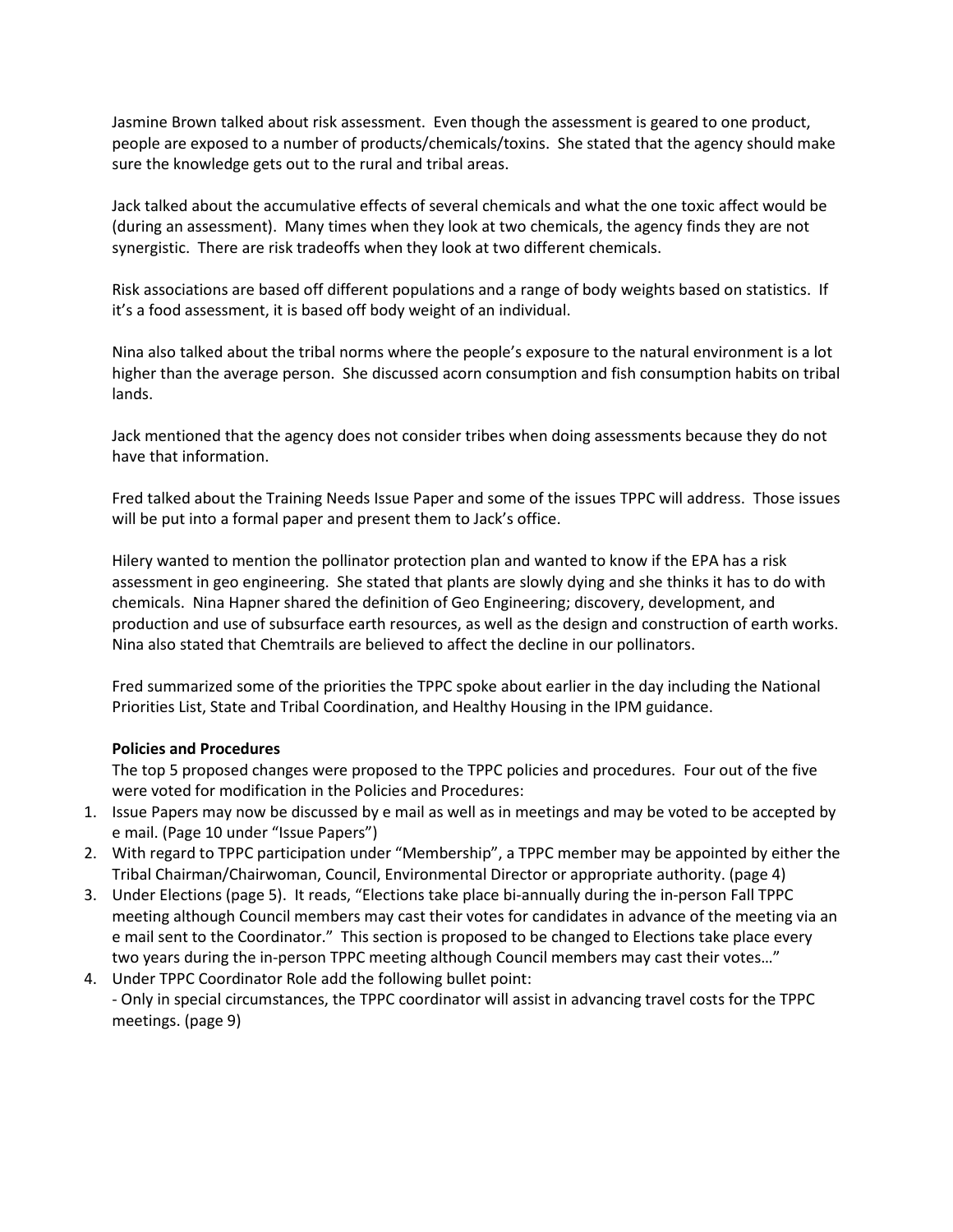Jasmine Brown talked about risk assessment. Even though the assessment is geared to one product, people are exposed to a number of products/chemicals/toxins. She stated that the agency should make sure the knowledge gets out to the rural and tribal areas.

Jack talked about the accumulative effects of several chemicals and what the one toxic affect would be (during an assessment). Many times when they look at two chemicals, the agency finds they are not synergistic. There are risk tradeoffs when they look at two different chemicals.

Risk associations are based off different populations and a range of body weights based on statistics. If it's a food assessment, it is based off body weight of an individual.

Nina also talked about the tribal norms where the people's exposure to the natural environment is a lot higher than the average person. She discussed acorn consumption and fish consumption habits on tribal lands.

Jack mentioned that the agency does not consider tribes when doing assessments because they do not have that information.

Fred talked about the Training Needs Issue Paper and some of the issues TPPC will address. Those issues will be put into a formal paper and present them to Jack's office.

Hilery wanted to mention the pollinator protection plan and wanted to know if the EPA has a risk assessment in geo engineering. She stated that plants are slowly dying and she thinks it has to do with chemicals. Nina Hapner shared the definition of Geo Engineering; discovery, development, and production and use of subsurface earth resources, as well as the design and construction of earth works. Nina also stated that Chemtrails are believed to affect the decline in our pollinators.

Fred summarized some of the priorities the TPPC spoke about earlier in the day including the National Priorities List, State and Tribal Coordination, and Healthy Housing in the IPM guidance.

**Policies and Procedures**

The top 5 proposed changes were proposed to the TPPC policies and procedures. Four out of the five were voted for modification in the Policies and Procedures:

1. Issue Papers may now be discussed by e mail as well as in meetings and may be voted to be accepted by e mail. (Page 10 under "Issue Papers")
2. With regard to TPPC participation under "Membership", a TPPC member may be appointed by either the Tribal Chairman/Chairwoman, Council, Environmental Director or appropriate authority. (page 4)
3. Under Elections (page 5). It reads, "Elections take place bi-annually during the in-person Fall TPPC meeting although Council members may cast their votes for candidates in advance of the meeting via an e mail sent to the Coordinator." This section is proposed to be changed to Elections take place every two years during the in-person TPPC meeting although Council members may cast their votes…"
4. Under TPPC Coordinator Role add the following bullet point:
   - Only in special circumstances, the TPPC coordinator will assist in advancing travel costs for the TPPC meetings. (page 9)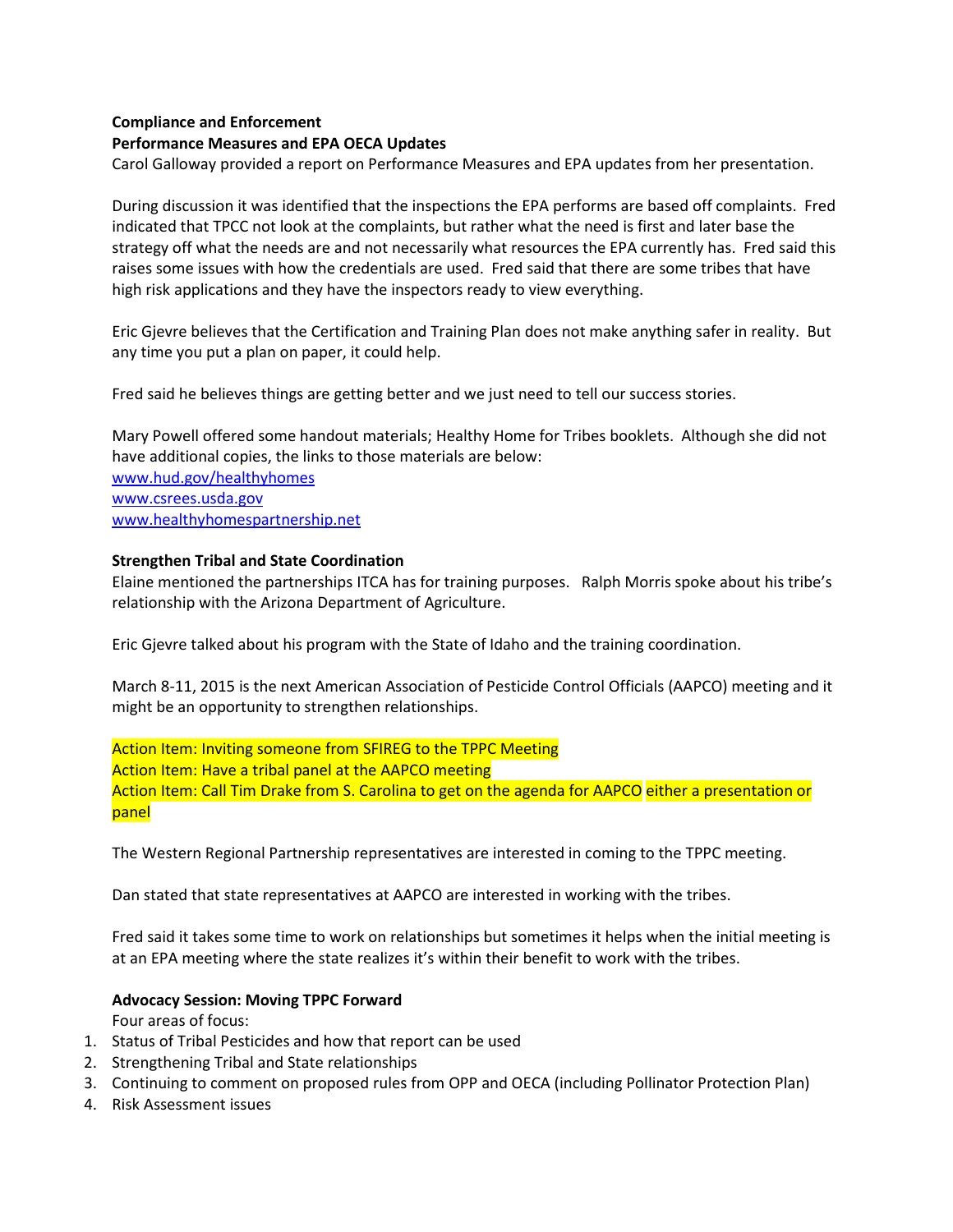**Compliance and Enforcement**

**Performance Measures and EPA OECA Updates**

Carol Galloway provided a report on Performance Measures and EPA updates from her presentation.

During discussion it was identified that the inspections the EPA performs are based off complaints. Fred indicated that TPCC not look at the complaints, but rather what the need is first and later base the strategy off what the needs are and not necessarily what resources the EPA currently has. Fred said this raises some issues with how the credentials are used. Fred said that there are some tribes that have high risk applications and they have the inspectors ready to view everything.

Eric Gjevre believes that the Certification and Training Plan does not make anything safer in reality. But any time you put a plan on paper, it could help.

Fred said he believes things are getting better and we just need to tell our success stories.

Mary Powell offered some handout materials; Healthy Home for Tribes booklets. Although she did not have additional copies, the links to those materials are below:
www.hud.gov/healthyhomes
www.csrees.usda.gov
www.healthyhomespartnership.net

**Strengthen Tribal and State Coordination**

Elaine mentioned the partnerships ITCA has for training purposes. Ralph Morris spoke about his tribe's relationship with the Arizona Department of Agriculture.

Eric Gjevre talked about his program with the State of Idaho and the training coordination.

March 8-11, 2015 is the next American Association of Pesticide Control Officials (AAPCO) meeting and it might be an opportunity to strengthen relationships.

Action Item: Inviting someone from SFIREG to the TPPC Meeting
Action Item: Have a tribal panel at the AAPCO meeting
Action Item: Call Tim Drake from S. Carolina to get on the agenda for AAPCO either a presentation or panel

The Western Regional Partnership representatives are interested in coming to the TPPC meeting.

Dan stated that state representatives at AAPCO are interested in working with the tribes.

Fred said it takes some time to work on relationships but sometimes it helps when the initial meeting is at an EPA meeting where the state realizes it's within their benefit to work with the tribes.

**Advocacy Session: Moving TPPC Forward**

Four areas of focus:

1. Status of Tribal Pesticides and how that report can be used
2. Strengthening Tribal and State relationships
3. Continuing to comment on proposed rules from OPP and OECA (including Pollinator Protection Plan)
4. Risk Assessment issues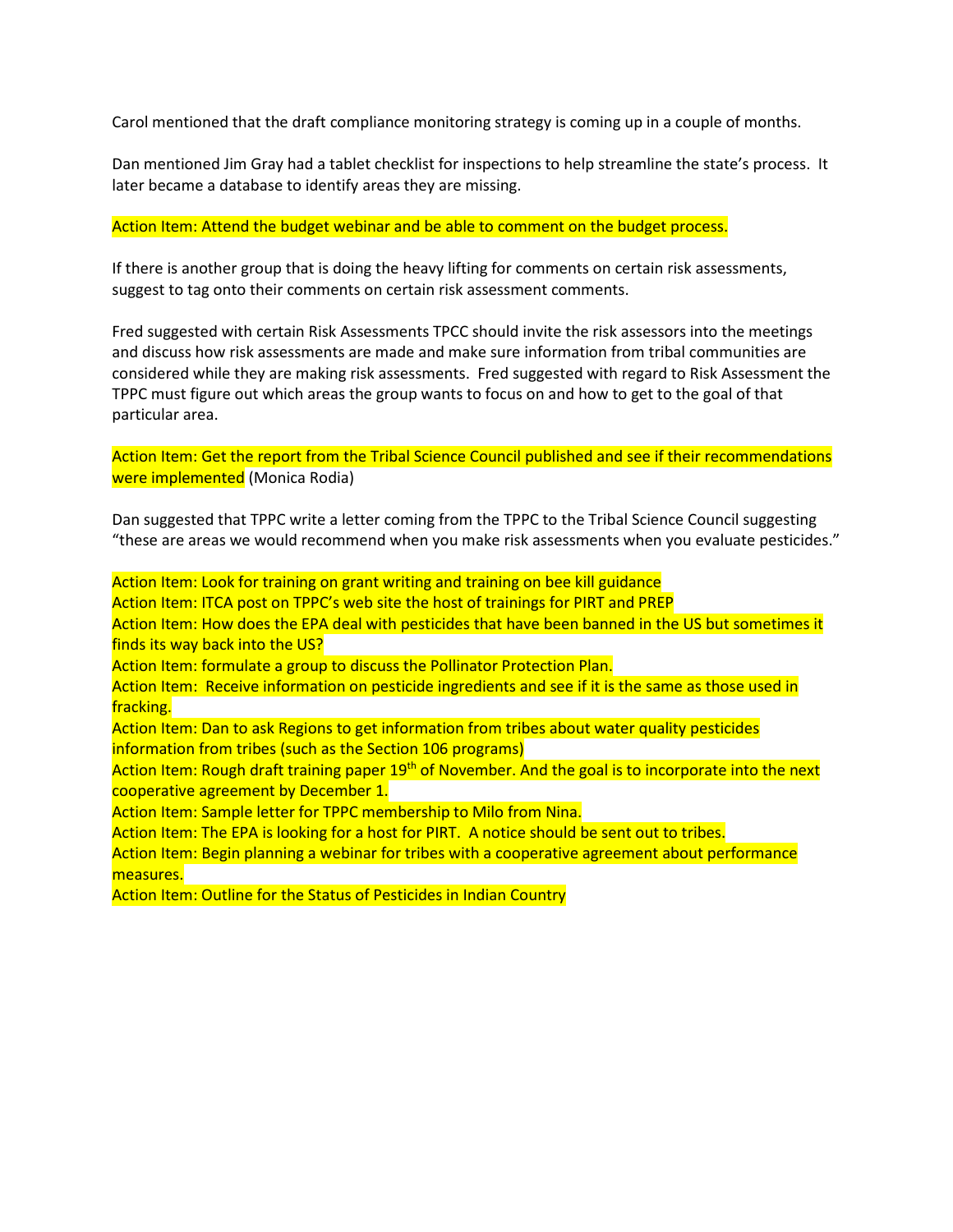Carol mentioned that the draft compliance monitoring strategy is coming up in a couple of months.

Dan mentioned Jim Gray had a tablet checklist for inspections to help streamline the state's process. It later became a database to identify areas they are missing.

Action Item: Attend the budget webinar and be able to comment on the budget process.

If there is another group that is doing the heavy lifting for comments on certain risk assessments, suggest to tag onto their comments on certain risk assessment comments.

Fred suggested with certain Risk Assessments TPCC should invite the risk assessors into the meetings and discuss how risk assessments are made and make sure information from tribal communities are considered while they are making risk assessments. Fred suggested with regard to Risk Assessment the TPPC must figure out which areas the group wants to focus on and how to get to the goal of that particular area.

Action Item: Get the report from the Tribal Science Council published and see if their recommendations were implemented (Monica Rodia)

Dan suggested that TPPC write a letter coming from the TPPC to the Tribal Science Council suggesting "these are areas we would recommend when you make risk assessments when you evaluate pesticides."

Action Item: Look for training on grant writing and training on bee kill guidance
Action Item: ITCA post on TPPC's web site the host of trainings for PIRT and PREP
Action Item: How does the EPA deal with pesticides that have been banned in the US but sometimes it finds its way back into the US?
Action Item: formulate a group to discuss the Pollinator Protection Plan.
Action Item: Receive information on pesticide ingredients and see if it is the same as those used in fracking.
Action Item: Dan to ask Regions to get information from tribes about water quality pesticides information from tribes (such as the Section 106 programs)
Action Item: Rough draft training paper 19th of November. And the goal is to incorporate into the next cooperative agreement by December 1.
Action Item: Sample letter for TPPC membership to Milo from Nina.
Action Item: The EPA is looking for a host for PIRT. A notice should be sent out to tribes.
Action Item: Begin planning a webinar for tribes with a cooperative agreement about performance measures.
Action Item: Outline for the Status of Pesticides in Indian Country